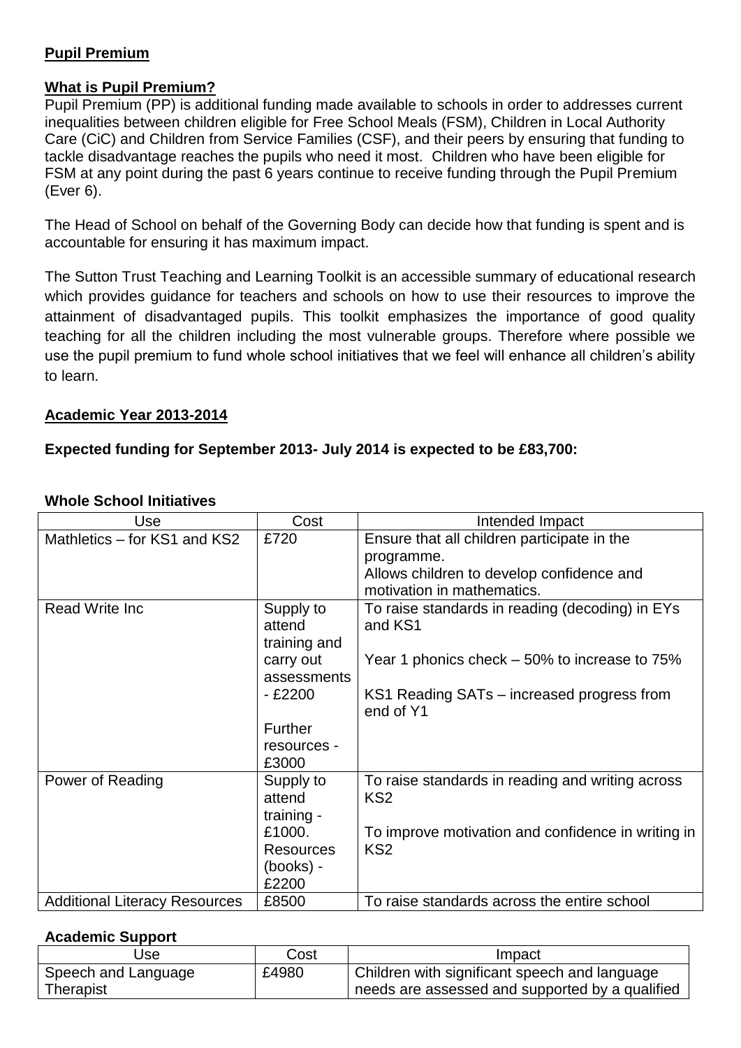**Pupil Premium**

**What is Pupil Premium?**

Pupil Premium (PP) is additional funding made available to schools in order to addresses current inequalities between children eligible for Free School Meals (FSM), Children in Local Authority Care (CiC) and Children from Service Families (CSF), and their peers by ensuring that funding to tackle disadvantage reaches the pupils who need it most. Children who have been eligible for FSM at any point during the past 6 years continue to receive funding through the Pupil Premium (Ever 6).

The Head of School on behalf of the Governing Body can decide how that funding is spent and is accountable for ensuring it has maximum impact.

The Sutton Trust Teaching and Learning Toolkit is an accessible summary of educational research which provides guidance for teachers and schools on how to use their resources to improve the attainment of disadvantaged pupils. This toolkit emphasizes the importance of good quality teaching for all the children including the most vulnerable groups. Therefore where possible we use the pupil premium to fund whole school initiatives that we feel will enhance all children's ability to learn.

**Academic Year 2013-2014**

**Expected funding for September 2013- July 2014 is expected to be £83,700:**

**Whole School Initiatives**

| Use | Cost | Intended Impact |
|---|---|---|
| Mathletics – for KS1 and KS2 | £720 | Ensure that all children participate in the programme.<br>Allows children to develop confidence and motivation in mathematics. |
| Read Write Inc | Supply to attend training and carry out assessments - £2200<br><br>Further resources - £3000 | To raise standards in reading (decoding) in EYs and KS1<br><br>Year 1 phonics check – 50% to increase to 75%<br><br>KS1 Reading SATs – increased progress from end of Y1 |
| Power of Reading | Supply to attend training - £1000.<br>Resources (books) - £2200 | To raise standards in reading and writing across KS2<br><br>To improve motivation and confidence in writing in KS2 |
| Additional Literacy Resources | £8500 | To raise standards across the entire school |

**Academic Support**

| Use | Cost | Impact |
|---|---|---|
| Speech and Language Therapist | £4980 | Children with significant speech and language needs are assessed and supported by a qualified |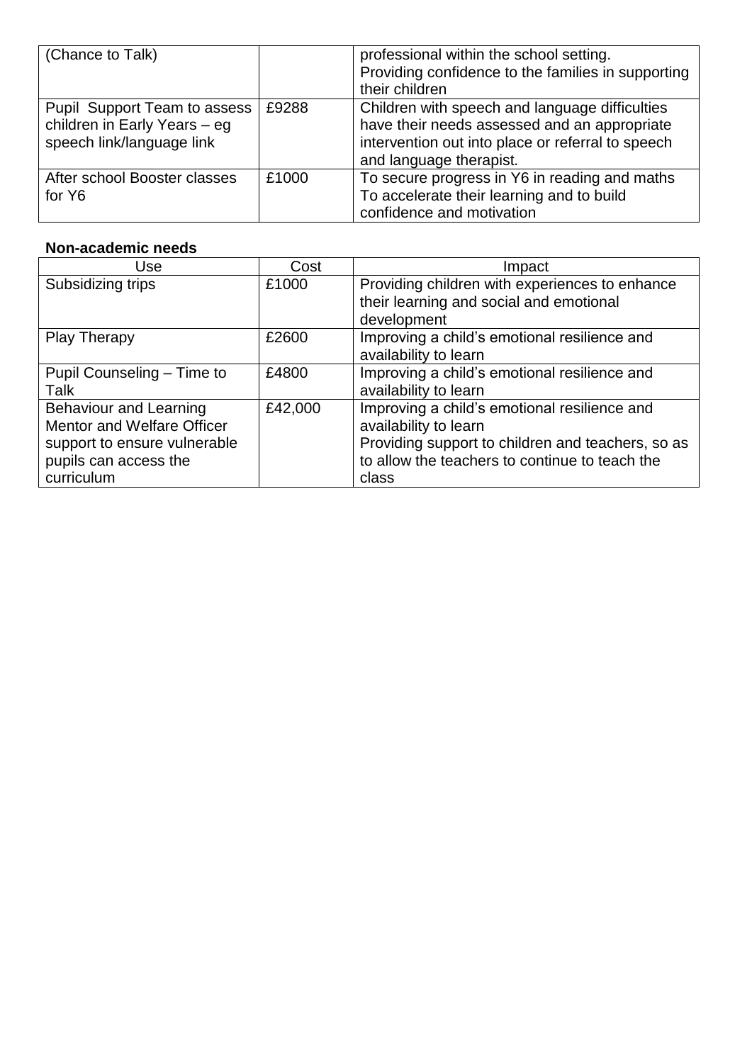| | | |
|---|---|---|
| (Chance to Talk) | | professional within the school setting. Providing confidence to the families in supporting their children |
| Pupil Support Team to assess children in Early Years – eg speech link/language link | £9288 | Children with speech and language difficulties have their needs assessed and an appropriate intervention out into place or referral to speech and language therapist. |
| After school Booster classes for Y6 | £1000 | To secure progress in Y6 in reading and maths To accelerate their learning and to build confidence and motivation |

**Non-academic needs**

| Use | Cost | Impact |
|---|---|---|
| Subsidizing trips | £1000 | Providing children with experiences to enhance their learning and social and emotional development |
| Play Therapy | £2600 | Improving a child's emotional resilience and availability to learn |
| Pupil Counseling – Time to Talk | £4800 | Improving a child's emotional resilience and availability to learn |
| Behaviour and Learning Mentor and Welfare Officer support to ensure vulnerable pupils can access the curriculum | £42,000 | Improving a child's emotional resilience and availability to learn<br>Providing support to children and teachers, so as to allow the teachers to continue to teach the class |